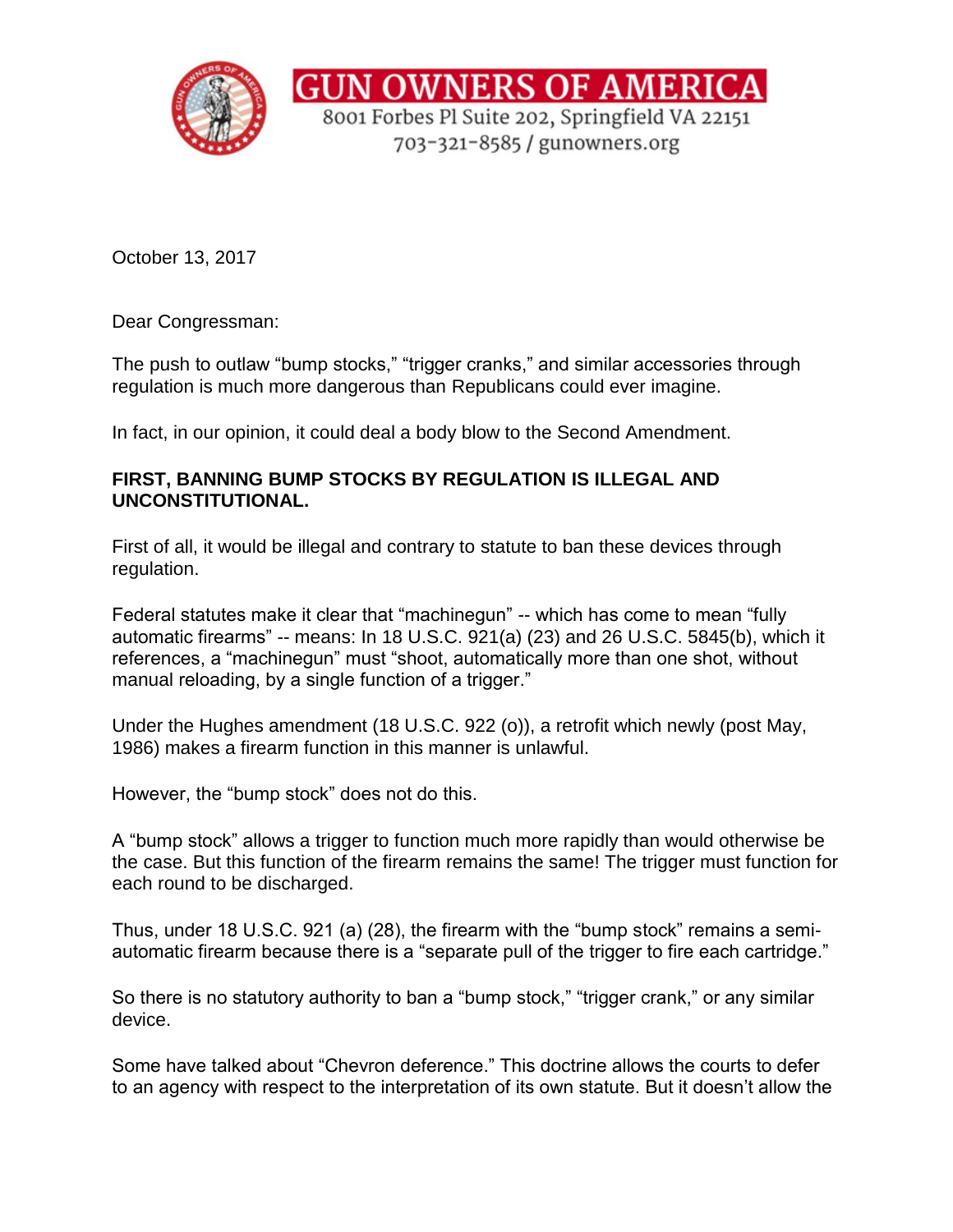GUN OWNERS OF AMERICA
8001 Forbes Pl Suite 202, Springfield VA 22151
703-321-8585 / gunowners.org

October 13, 2017

Dear Congressman:

The push to outlaw “bump stocks,” “trigger cranks,” and similar accessories through regulation is much more dangerous than Republicans could ever imagine.

In fact, in our opinion, it could deal a body blow to the Second Amendment.

**FIRST, BANNING BUMP STOCKS BY REGULATION IS ILLEGAL AND UNCONSTITUTIONAL.**

First of all, it would be illegal and contrary to statute to ban these devices through regulation.

Federal statutes make it clear that “machinegun” -- which has come to mean “fully automatic firearms” -- means: In 18 U.S.C. 921(a) (23) and 26 U.S.C. 5845(b), which it references, a “machinegun” must “shoot, automatically more than one shot, without manual reloading, by a single function of a trigger.”

Under the Hughes amendment (18 U.S.C. 922 (o)), a retrofit which newly (post May, 1986) makes a firearm function in this manner is unlawful.

However, the “bump stock” does not do this.

A “bump stock” allows a trigger to function much more rapidly than would otherwise be the case. But this function of the firearm remains the same! The trigger must function for each round to be discharged.

Thus, under 18 U.S.C. 921 (a) (28), the firearm with the “bump stock” remains a semi-automatic firearm because there is a “separate pull of the trigger to fire each cartridge.”

So there is no statutory authority to ban a “bump stock,” “trigger crank,” or any similar device.

Some have talked about “Chevron deference.” This doctrine allows the courts to defer to an agency with respect to the interpretation of its own statute. But it doesn’t allow the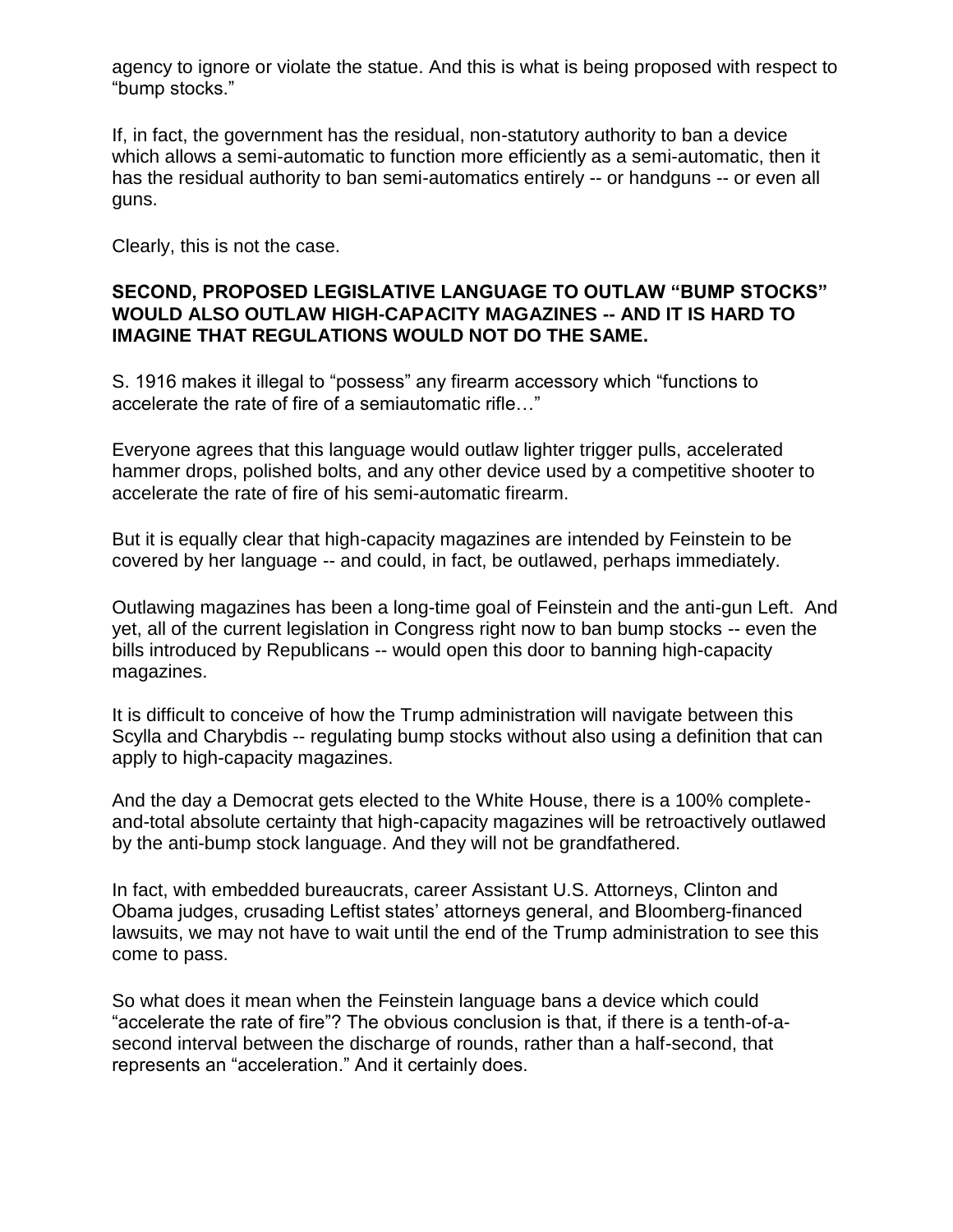agency to ignore or violate the statue. And this is what is being proposed with respect to "bump stocks."

If, in fact, the government has the residual, non-statutory authority to ban a device which allows a semi-automatic to function more efficiently as a semi-automatic, then it has the residual authority to ban semi-automatics entirely -- or handguns -- or even all guns.

Clearly, this is not the case.

**SECOND, PROPOSED LEGISLATIVE LANGUAGE TO OUTLAW "BUMP STOCKS" WOULD ALSO OUTLAW HIGH-CAPACITY MAGAZINES -- AND IT IS HARD TO IMAGINE THAT REGULATIONS WOULD NOT DO THE SAME.**

S. 1916 makes it illegal to "possess" any firearm accessory which "functions to accelerate the rate of fire of a semiautomatic rifle…"

Everyone agrees that this language would outlaw lighter trigger pulls, accelerated hammer drops, polished bolts, and any other device used by a competitive shooter to accelerate the rate of fire of his semi-automatic firearm.

But it is equally clear that high-capacity magazines are intended by Feinstein to be covered by her language -- and could, in fact, be outlawed, perhaps immediately.

Outlawing magazines has been a long-time goal of Feinstein and the anti-gun Left. And yet, all of the current legislation in Congress right now to ban bump stocks -- even the bills introduced by Republicans -- would open this door to banning high-capacity magazines.

It is difficult to conceive of how the Trump administration will navigate between this Scylla and Charybdis -- regulating bump stocks without also using a definition that can apply to high-capacity magazines.

And the day a Democrat gets elected to the White House, there is a 100% complete-and-total absolute certainty that high-capacity magazines will be retroactively outlawed by the anti-bump stock language. And they will not be grandfathered.

In fact, with embedded bureaucrats, career Assistant U.S. Attorneys, Clinton and Obama judges, crusading Leftist states' attorneys general, and Bloomberg-financed lawsuits, we may not have to wait until the end of the Trump administration to see this come to pass.

So what does it mean when the Feinstein language bans a device which could "accelerate the rate of fire"? The obvious conclusion is that, if there is a tenth-of-a-second interval between the discharge of rounds, rather than a half-second, that represents an "acceleration." And it certainly does.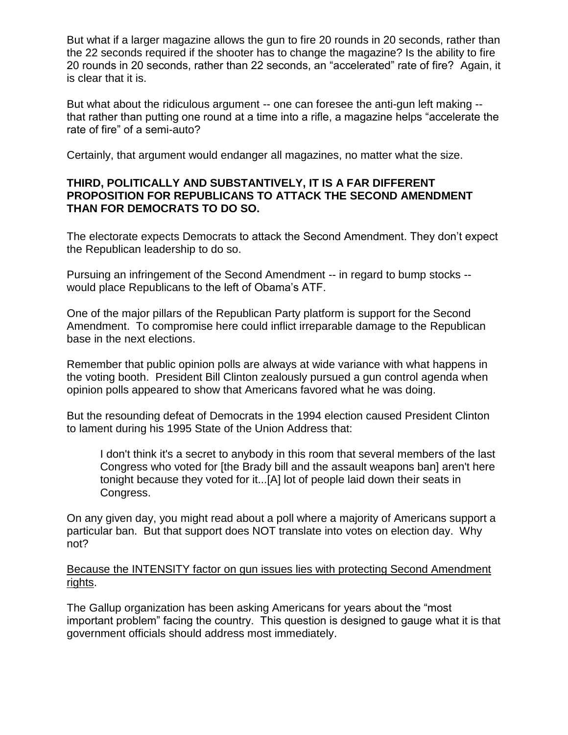But what if a larger magazine allows the gun to fire 20 rounds in 20 seconds, rather than the 22 seconds required if the shooter has to change the magazine? Is the ability to fire 20 rounds in 20 seconds, rather than 22 seconds, an "accelerated" rate of fire? Again, it is clear that it is.

But what about the ridiculous argument -- one can foresee the anti-gun left making -- that rather than putting one round at a time into a rifle, a magazine helps "accelerate the rate of fire" of a semi-auto?

Certainly, that argument would endanger all magazines, no matter what the size.

**THIRD, POLITICALLY AND SUBSTANTIVELY, IT IS A FAR DIFFERENT PROPOSITION FOR REPUBLICANS TO ATTACK THE SECOND AMENDMENT THAN FOR DEMOCRATS TO DO SO.**

The electorate expects Democrats to attack the Second Amendment. They don't expect the Republican leadership to do so.

Pursuing an infringement of the Second Amendment -- in regard to bump stocks -- would place Republicans to the left of Obama's ATF.

One of the major pillars of the Republican Party platform is support for the Second Amendment. To compromise here could inflict irreparable damage to the Republican base in the next elections.

Remember that public opinion polls are always at wide variance with what happens in the voting booth. President Bill Clinton zealously pursued a gun control agenda when opinion polls appeared to show that Americans favored what he was doing.

But the resounding defeat of Democrats in the 1994 election caused President Clinton to lament during his 1995 State of the Union Address that:

> I don't think it's a secret to anybody in this room that several members of the last Congress who voted for [the Brady bill and the assault weapons ban] aren't here tonight because they voted for it...[A] lot of people laid down their seats in Congress.

On any given day, you might read about a poll where a majority of Americans support a particular ban. But that support does NOT translate into votes on election day. Why not?

<u>Because the INTENSITY factor on gun issues lies with protecting Second Amendment rights</u>.

The Gallup organization has been asking Americans for years about the "most important problem" facing the country. This question is designed to gauge what it is that government officials should address most immediately.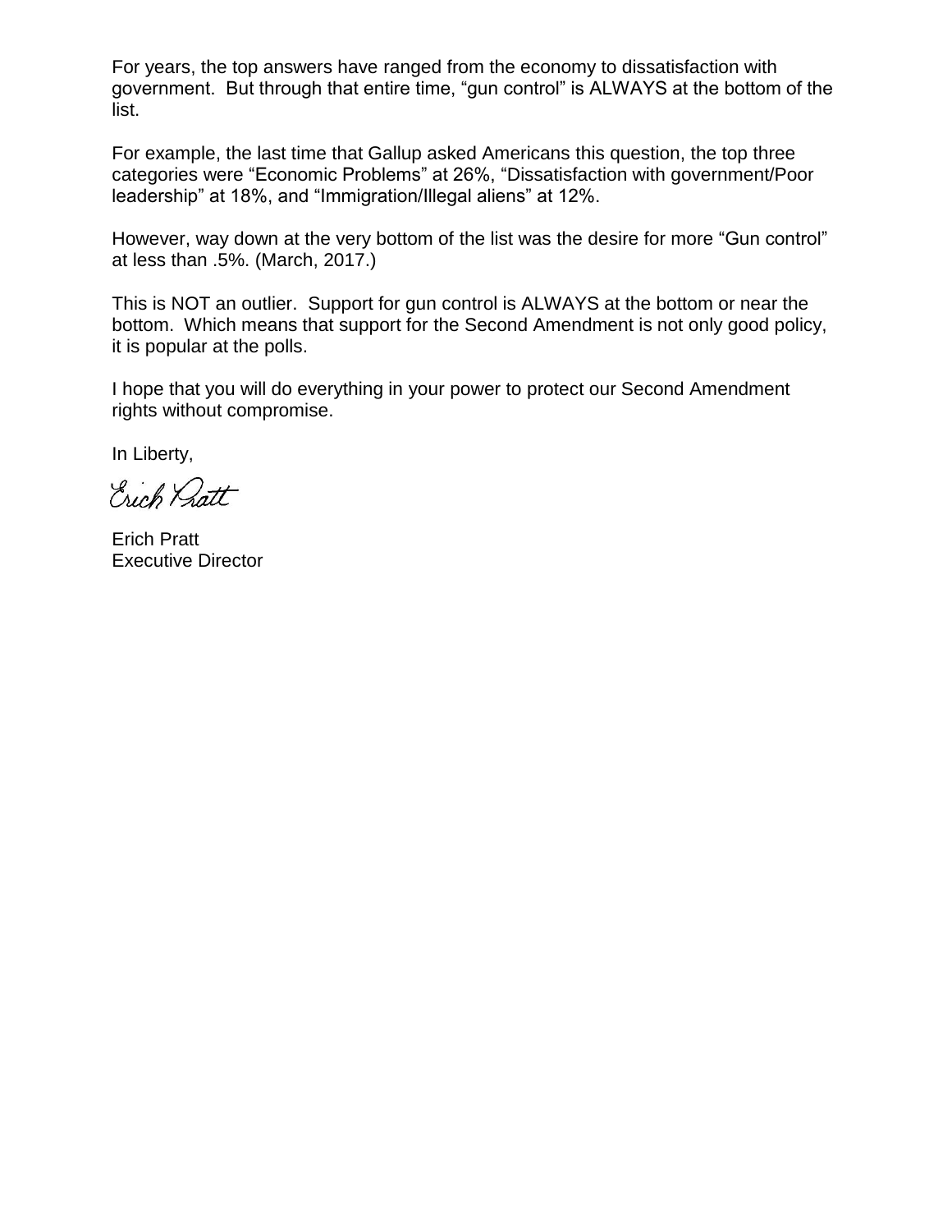For years, the top answers have ranged from the economy to dissatisfaction with government. But through that entire time, "gun control" is ALWAYS at the bottom of the list.

For example, the last time that Gallup asked Americans this question, the top three categories were "Economic Problems" at 26%, "Dissatisfaction with government/Poor leadership" at 18%, and "Immigration/Illegal aliens" at 12%.

However, way down at the very bottom of the list was the desire for more "Gun control" at less than .5%. (March, 2017.)

This is NOT an outlier. Support for gun control is ALWAYS at the bottom or near the bottom. Which means that support for the Second Amendment is not only good policy, it is popular at the polls.

I hope that you will do everything in your power to protect our Second Amendment rights without compromise.

In Liberty,

Erich Pratt

Erich Pratt
Executive Director